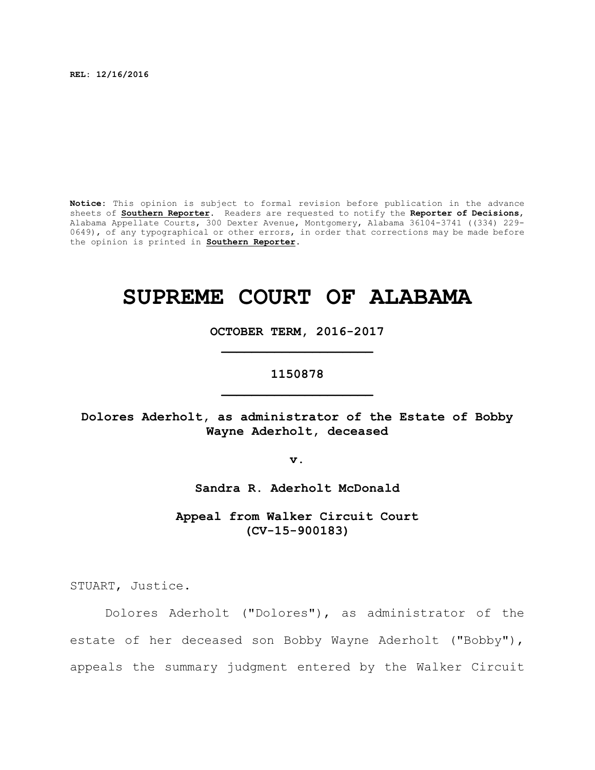**REL: 12/16/2016**

**Notice:** This opinion is subject to formal revision before publication in the advance sheets of **Southern Reporter**. Readers are requested to notify the **Reporter of Decisions**, Alabama Appellate Courts, 300 Dexter Avenue, Montgomery, Alabama 36104-3741 ((334) 229-0649), of any typographical or other errors, in order that corrections may be made before the opinion is printed in **Southern Reporter**.

# SUPREME COURT OF ALABAMA

**OCTOBER TERM, 2016-2017**

**1150878**

**Dolores Aderholt, as administrator of the Estate of Bobby Wayne Aderholt, deceased**

**v.**

**Sandra R. Aderholt McDonald**

**Appeal from Walker Circuit Court (CV-15-900183)**

STUART, Justice.

Dolores Aderholt ("Dolores"), as administrator of the estate of her deceased son Bobby Wayne Aderholt ("Bobby"), appeals the summary judgment entered by the Walker Circuit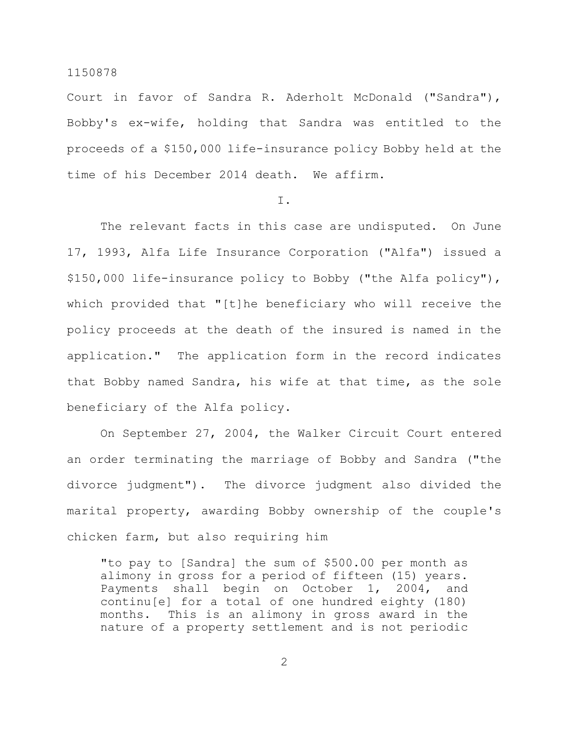Court in favor of Sandra R. Aderholt McDonald ("Sandra"), Bobby's ex-wife, holding that Sandra was entitled to the proceeds of a $150,000 life-insurance policy Bobby held at the time of his December 2014 death. We affirm.

I.

The relevant facts in this case are undisputed. On June 17, 1993, Alfa Life Insurance Corporation ("Alfa") issued a $150,000 life-insurance policy to Bobby ("the Alfa policy"), which provided that "[t]he beneficiary who will receive the policy proceeds at the death of the insured is named in the application." The application form in the record indicates that Bobby named Sandra, his wife at that time, as the sole beneficiary of the Alfa policy.

On September 27, 2004, the Walker Circuit Court entered an order terminating the marriage of Bobby and Sandra ("the divorce judgment"). The divorce judgment also divided the marital property, awarding Bobby ownership of the couple's chicken farm, but also requiring him

> "to pay to [Sandra] the sum of $500.00 per month as alimony in gross for a period of fifteen (15) years. Payments shall begin on October 1, 2004, and continu[e] for a total of one hundred eighty (180) months. This is an alimony in gross award in the nature of a property settlement and is not periodic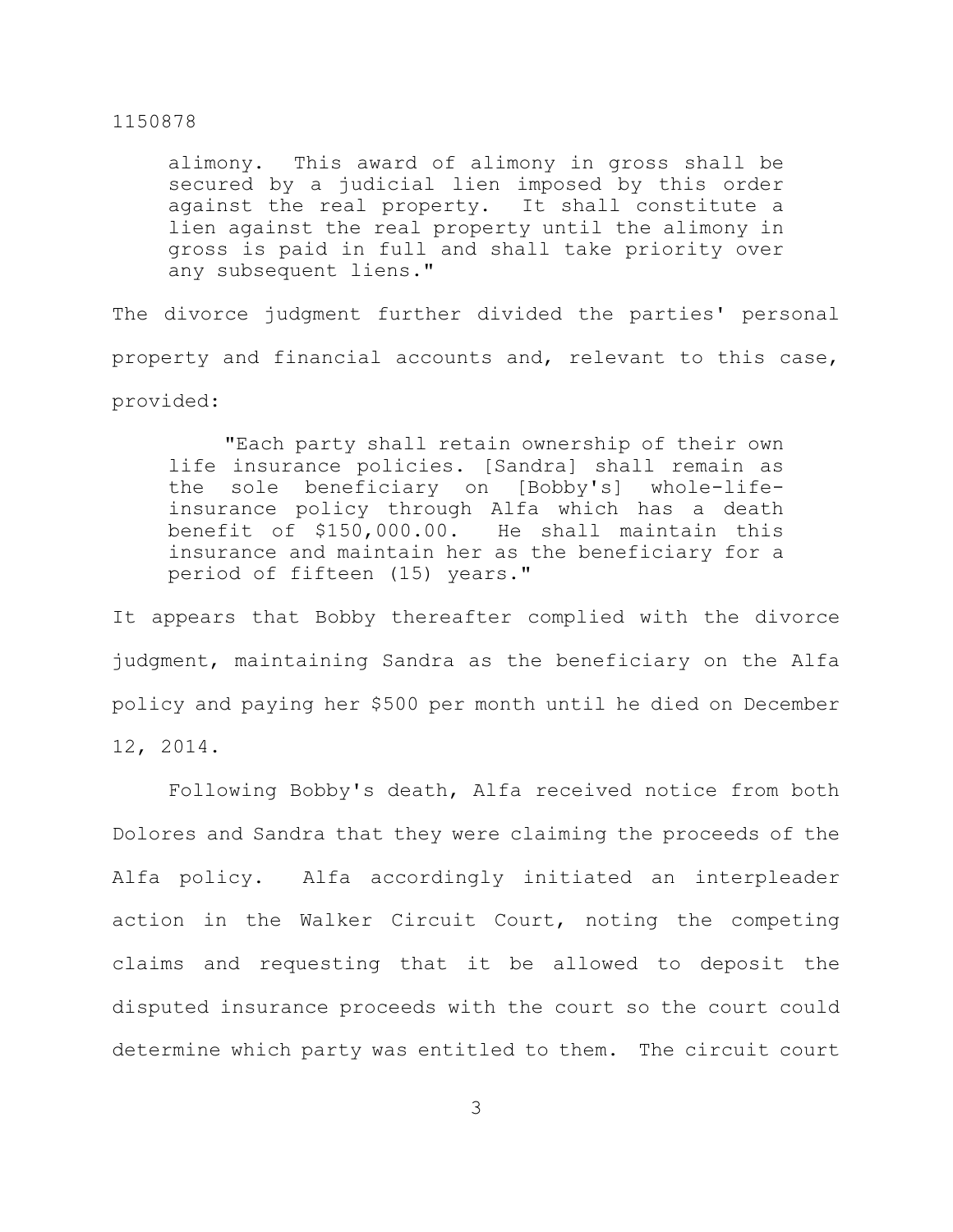> alimony. This award of alimony in gross shall be secured by a judicial lien imposed by this order against the real property. It shall constitute a lien against the real property until the alimony in gross is paid in full and shall take priority over any subsequent liens."

The divorce judgment further divided the parties' personal property and financial accounts and, relevant to this case, provided:

> "Each party shall retain ownership of their own life insurance policies. [Sandra] shall remain as the sole beneficiary on [Bobby's] whole-life-insurance policy through Alfa which has a death benefit of $150,000.00. He shall maintain this insurance and maintain her as the beneficiary for a period of fifteen (15) years."

It appears that Bobby thereafter complied with the divorce judgment, maintaining Sandra as the beneficiary on the Alfa policy and paying her $500 per month until he died on December 12, 2014.

Following Bobby's death, Alfa received notice from both Dolores and Sandra that they were claiming the proceeds of the Alfa policy. Alfa accordingly initiated an interpleader action in the Walker Circuit Court, noting the competing claims and requesting that it be allowed to deposit the disputed insurance proceeds with the court so the court could determine which party was entitled to them. The circuit court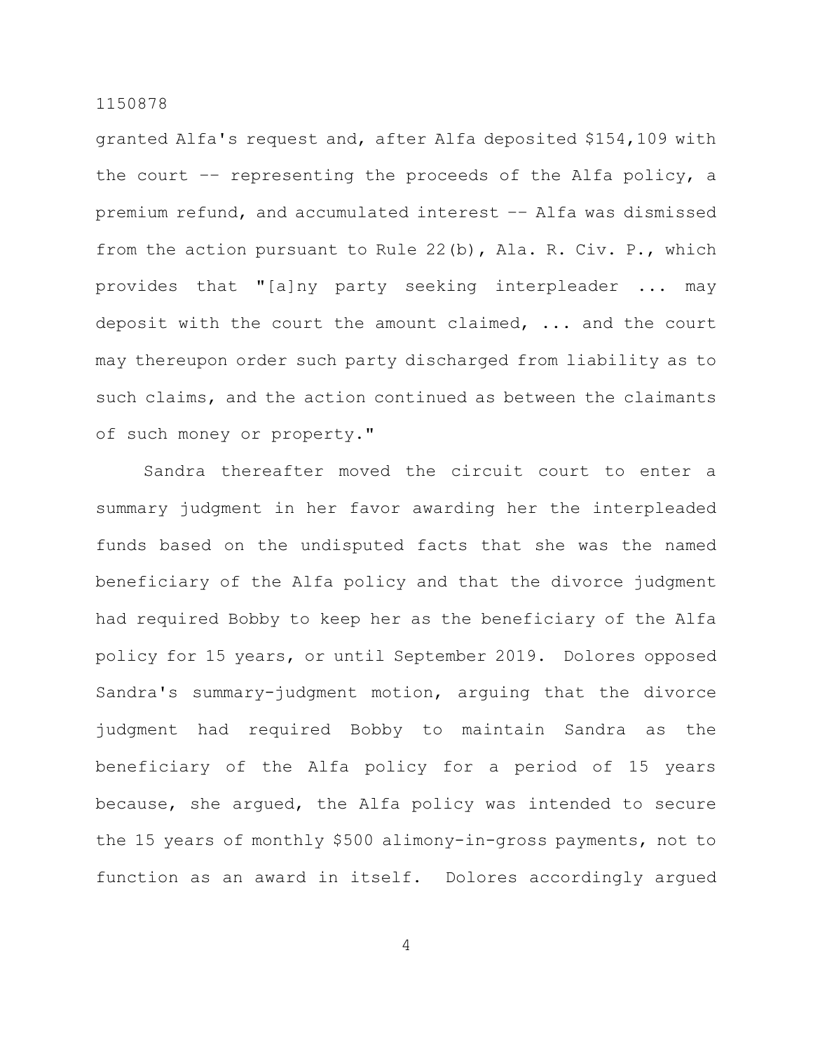granted Alfa's request and, after Alfa deposited $154,109 with the court -- representing the proceeds of the Alfa policy, a premium refund, and accumulated interest -- Alfa was dismissed from the action pursuant to Rule 22(b), Ala. R. Civ. P., which provides that "[a]ny party seeking interpleader ... may deposit with the court the amount claimed, ... and the court may thereupon order such party discharged from liability as to such claims, and the action continued as between the claimants of such money or property."

Sandra thereafter moved the circuit court to enter a summary judgment in her favor awarding her the interpleaded funds based on the undisputed facts that she was the named beneficiary of the Alfa policy and that the divorce judgment had required Bobby to keep her as the beneficiary of the Alfa policy for 15 years, or until September 2019. Dolores opposed Sandra's summary-judgment motion, arguing that the divorce judgment had required Bobby to maintain Sandra as the beneficiary of the Alfa policy for a period of 15 years because, she argued, the Alfa policy was intended to secure the 15 years of monthly $500 alimony-in-gross payments, not to function as an award in itself. Dolores accordingly argued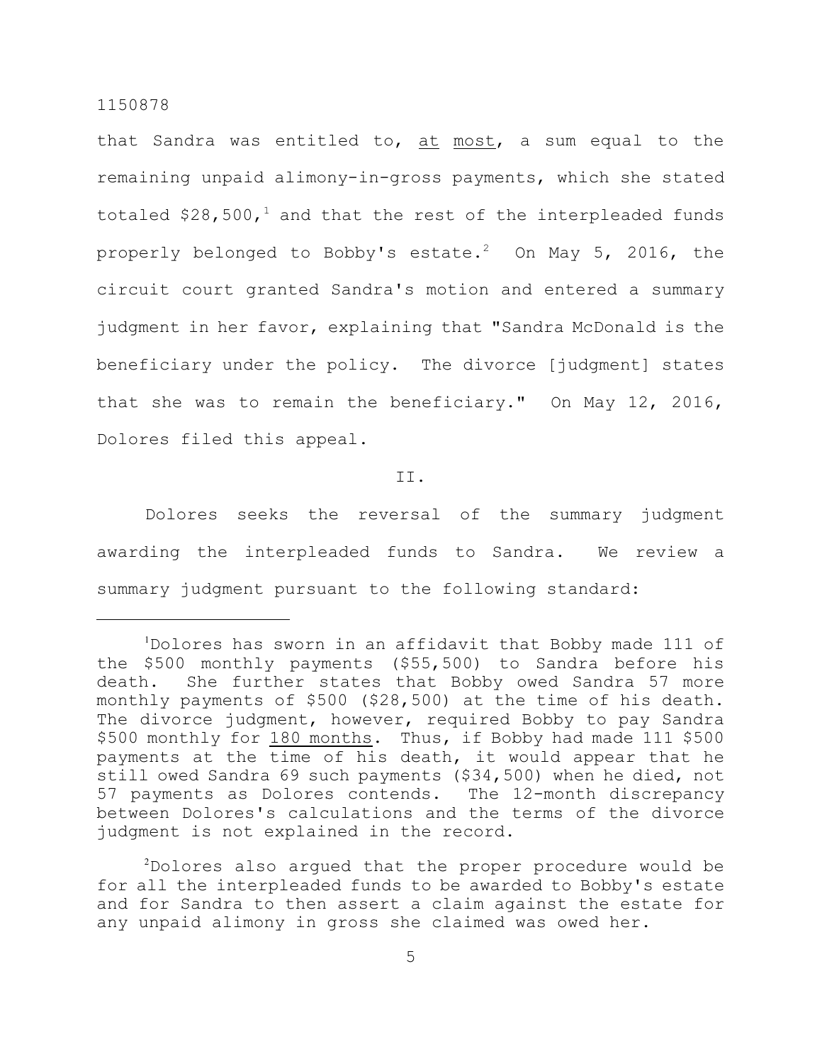that Sandra was entitled to, at most, a sum equal to the remaining unpaid alimony-in-gross payments, which she stated totaled $28,500,[1] and that the rest of the interpleaded funds properly belonged to Bobby's estate.[2] On May 5, 2016, the circuit court granted Sandra's motion and entered a summary judgment in her favor, explaining that "Sandra McDonald is the beneficiary under the policy. The divorce [judgment] states that she was to remain the beneficiary." On May 12, 2016, Dolores filed this appeal.

II.

Dolores seeks the reversal of the summary judgment awarding the interpleaded funds to Sandra. We review a summary judgment pursuant to the following standard:

---

[1] Dolores has sworn in an affidavit that Bobby made 111 of the $500 monthly payments ($55,500) to Sandra before his death. She further states that Bobby owed Sandra 57 more monthly payments of $500 ($28,500) at the time of his death. The divorce judgment, however, required Bobby to pay Sandra $500 monthly for 180 months. Thus, if Bobby had made 111 $500 payments at the time of his death, it would appear that he still owed Sandra 69 such payments ($34,500) when he died, not 57 payments as Dolores contends. The 12-month discrepancy between Dolores's calculations and the terms of the divorce judgment is not explained in the record.

[2] Dolores also argued that the proper procedure would be for all the interpleaded funds to be awarded to Bobby's estate and for Sandra to then assert a claim against the estate for any unpaid alimony in gross she claimed was owed her.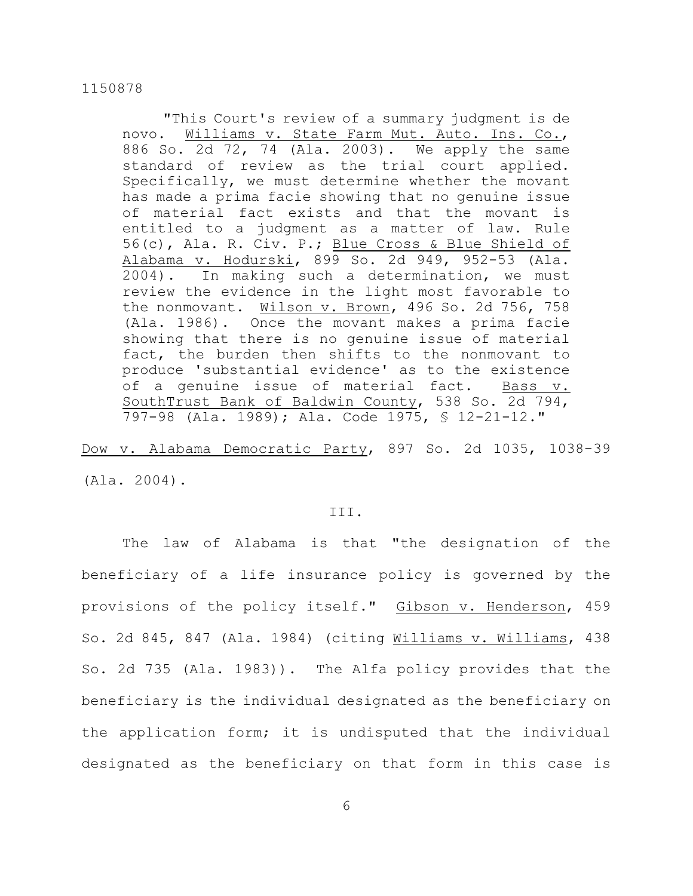> "This Court's review of a summary judgment is de novo. Williams v. State Farm Mut. Auto. Ins. Co., 886 So. 2d 72, 74 (Ala. 2003). We apply the same standard of review as the trial court applied. Specifically, we must determine whether the movant has made a prima facie showing that no genuine issue of material fact exists and that the movant is entitled to a judgment as a matter of law. Rule 56(c), Ala. R. Civ. P.; Blue Cross & Blue Shield of Alabama v. Hodurski, 899 So. 2d 949, 952-53 (Ala. 2004). In making such a determination, we must review the evidence in the light most favorable to the nonmovant. Wilson v. Brown, 496 So. 2d 756, 758 (Ala. 1986). Once the movant makes a prima facie showing that there is no genuine issue of material fact, the burden then shifts to the nonmovant to produce 'substantial evidence' as to the existence of a genuine issue of material fact. Bass v. SouthTrust Bank of Baldwin County, 538 So. 2d 794, 797-98 (Ala. 1989); Ala. Code 1975, § 12-21-12."

Dow v. Alabama Democratic Party, 897 So. 2d 1035, 1038-39 (Ala. 2004).

III.

The law of Alabama is that "the designation of the beneficiary of a life insurance policy is governed by the provisions of the policy itself." Gibson v. Henderson, 459 So. 2d 845, 847 (Ala. 1984) (citing Williams v. Williams, 438 So. 2d 735 (Ala. 1983)). The Alfa policy provides that the beneficiary is the individual designated as the beneficiary on the application form; it is undisputed that the individual designated as the beneficiary on that form in this case is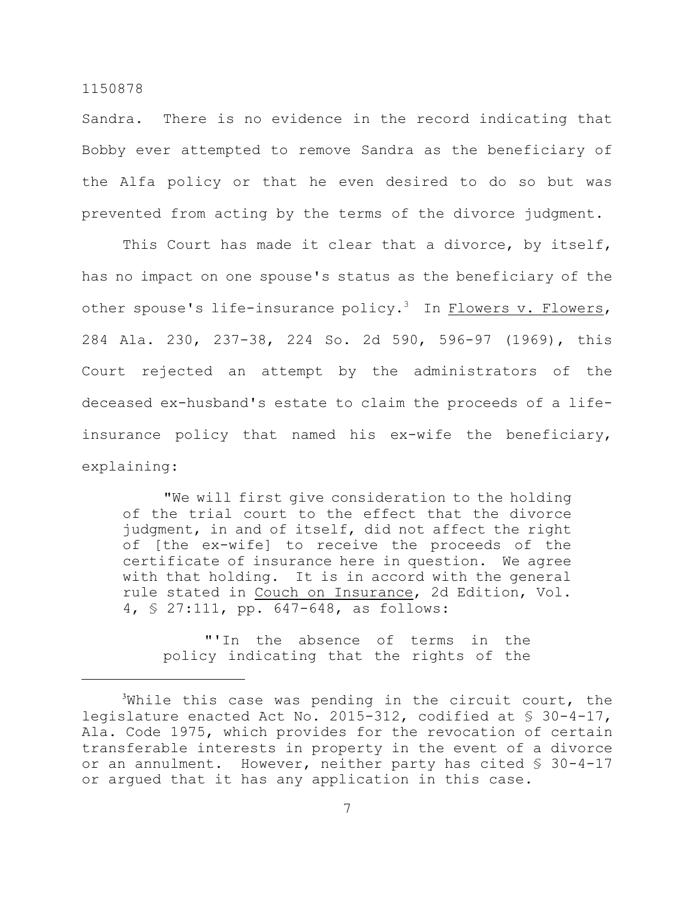Sandra. There is no evidence in the record indicating that Bobby ever attempted to remove Sandra as the beneficiary of the Alfa policy or that he even desired to do so but was prevented from acting by the terms of the divorce judgment.

This Court has made it clear that a divorce, by itself, has no impact on one spouse's status as the beneficiary of the other spouse's life-insurance policy.[3] In Flowers v. Flowers, 284 Ala. 230, 237-38, 224 So. 2d 590, 596-97 (1969), this Court rejected an attempt by the administrators of the deceased ex-husband's estate to claim the proceeds of a life-insurance policy that named his ex-wife the beneficiary, explaining:

> "We will first give consideration to the holding of the trial court to the effect that the divorce judgment, in and of itself, did not affect the right of [the ex-wife] to receive the proceeds of the certificate of insurance here in question. We agree with that holding. It is in accord with the general rule stated in Couch on Insurance, 2d Edition, Vol. 4, § 27:111, pp. 647-648, as follows:
>
> > "'In the absence of terms in the policy indicating that the rights of the

---

[3] While this case was pending in the circuit court, the legislature enacted Act No. 2015-312, codified at § 30-4-17, Ala. Code 1975, which provides for the revocation of certain transferable interests in property in the event of a divorce or an annulment. However, neither party has cited § 30-4-17 or argued that it has any application in this case.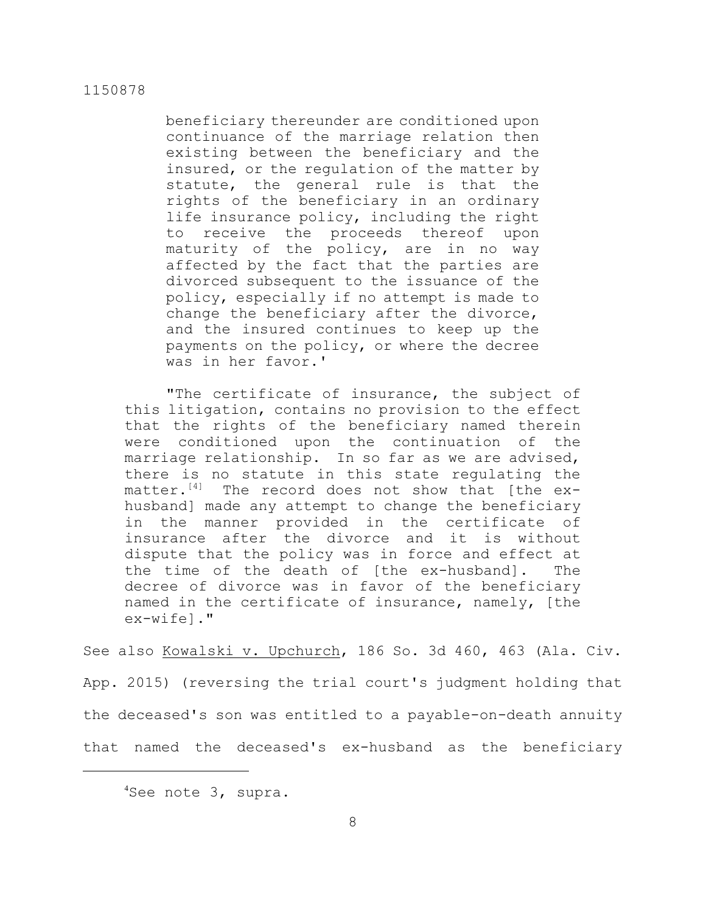> beneficiary thereunder are conditioned upon continuance of the marriage relation then existing between the beneficiary and the insured, or the regulation of the matter by statute, the general rule is that the rights of the beneficiary in an ordinary life insurance policy, including the right to receive the proceeds thereof upon maturity of the policy, are in no way affected by the fact that the parties are divorced subsequent to the issuance of the policy, especially if no attempt is made to change the beneficiary after the divorce, and the insured continues to keep up the payments on the policy, or where the decree was in her favor.'
>
> "The certificate of insurance, the subject of this litigation, contains no provision to the effect that the rights of the beneficiary named therein were conditioned upon the continuation of the marriage relationship. In so far as we are advised, there is no statute in this state regulating the matter.[4] The record does not show that [the ex-husband] made any attempt to change the beneficiary in the manner provided in the certificate of insurance after the divorce and it is without dispute that the policy was in force and effect at the time of the death of [the ex-husband]. The decree of divorce was in favor of the beneficiary named in the certificate of insurance, namely, [the ex-wife]."

See also Kowalski v. Upchurch, 186 So. 3d 460, 463 (Ala. Civ. App. 2015) (reversing the trial court's judgment holding that the deceased's son was entitled to a payable-on-death annuity that named the deceased's ex-husband as the beneficiary

---

[4] See note 3, supra.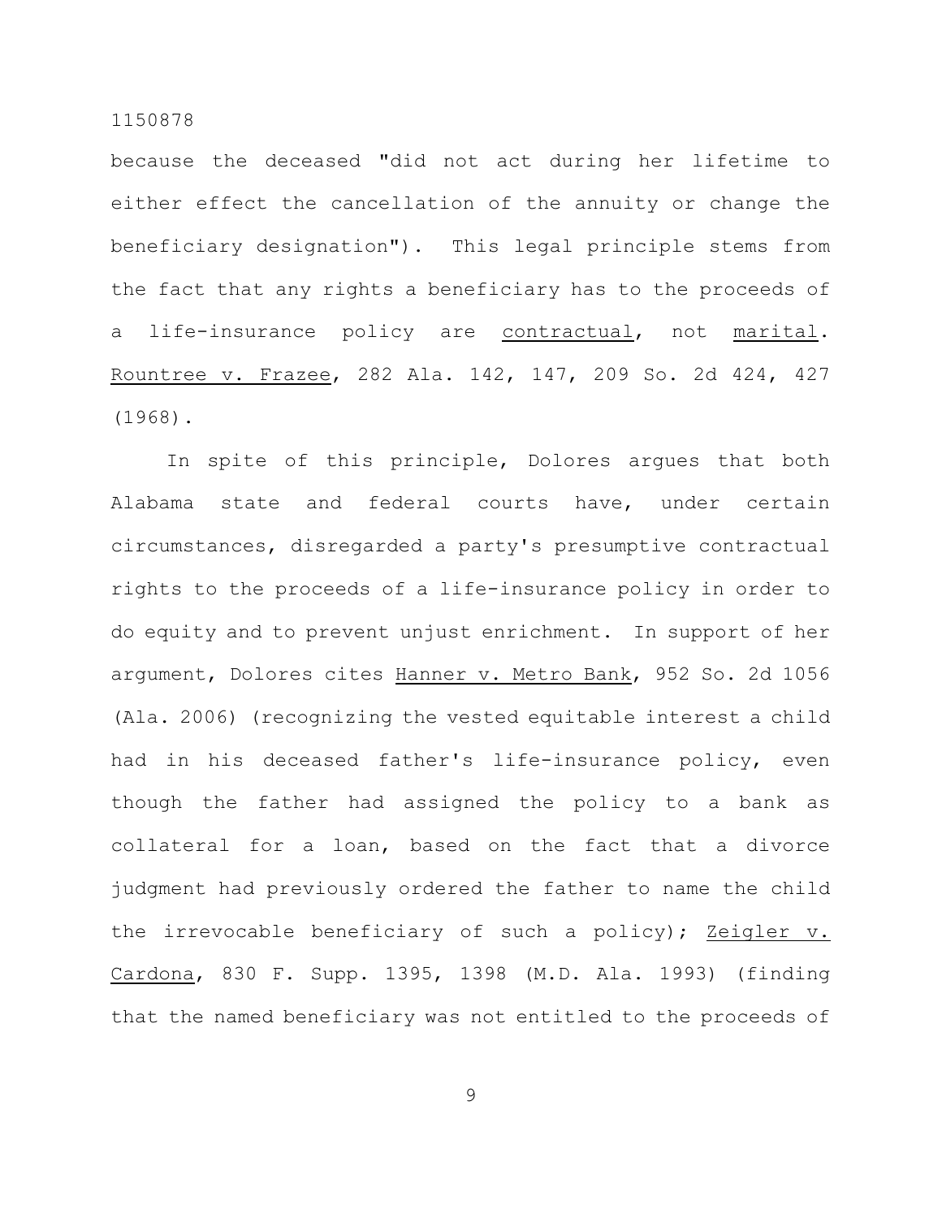because the deceased "did not act during her lifetime to either effect the cancellation of the annuity or change the beneficiary designation"). This legal principle stems from the fact that any rights a beneficiary has to the proceeds of a life-insurance policy are _contractual_, not _marital_. _Rountree v. Frazee_, 282 Ala. 142, 147, 209 So. 2d 424, 427 (1968).

In spite of this principle, Dolores argues that both Alabama state and federal courts have, under certain circumstances, disregarded a party's presumptive contractual rights to the proceeds of a life-insurance policy in order to do equity and to prevent unjust enrichment. In support of her argument, Dolores cites _Hanner v. Metro Bank_, 952 So. 2d 1056 (Ala. 2006) (recognizing the vested equitable interest a child had in his deceased father's life-insurance policy, even though the father had assigned the policy to a bank as collateral for a loan, based on the fact that a divorce judgment had previously ordered the father to name the child the irrevocable beneficiary of such a policy); _Zeigler v. Cardona_, 830 F. Supp. 1395, 1398 (M.D. Ala. 1993) (finding that the named beneficiary was not entitled to the proceeds of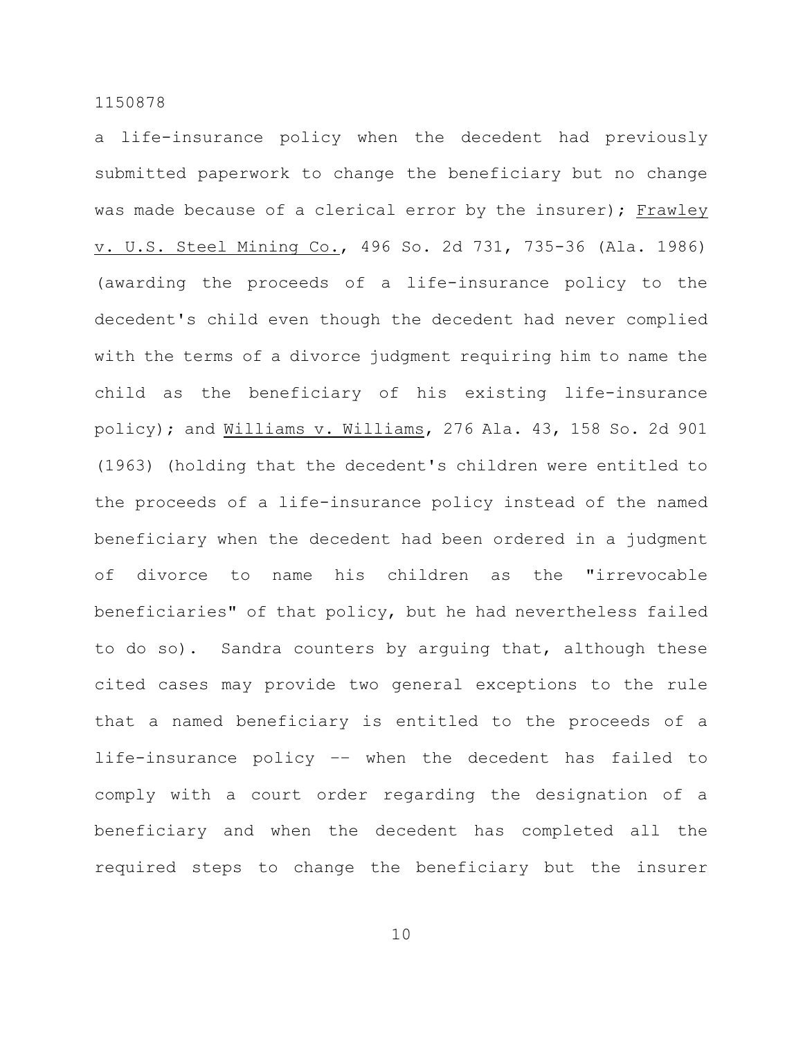a life-insurance policy when the decedent had previously submitted paperwork to change the beneficiary but no change was made because of a clerical error by the insurer); Frawley v. U.S. Steel Mining Co., 496 So. 2d 731, 735-36 (Ala. 1986) (awarding the proceeds of a life-insurance policy to the decedent's child even though the decedent had never complied with the terms of a divorce judgment requiring him to name the child as the beneficiary of his existing life-insurance policy); and Williams v. Williams, 276 Ala. 43, 158 So. 2d 901 (1963) (holding that the decedent's children were entitled to the proceeds of a life-insurance policy instead of the named beneficiary when the decedent had been ordered in a judgment of divorce to name his children as the "irrevocable beneficiaries" of that policy, but he had nevertheless failed to do so). Sandra counters by arguing that, although these cited cases may provide two general exceptions to the rule that a named beneficiary is entitled to the proceeds of a life-insurance policy –– when the decedent has failed to comply with a court order regarding the designation of a beneficiary and when the decedent has completed all the required steps to change the beneficiary but the insurer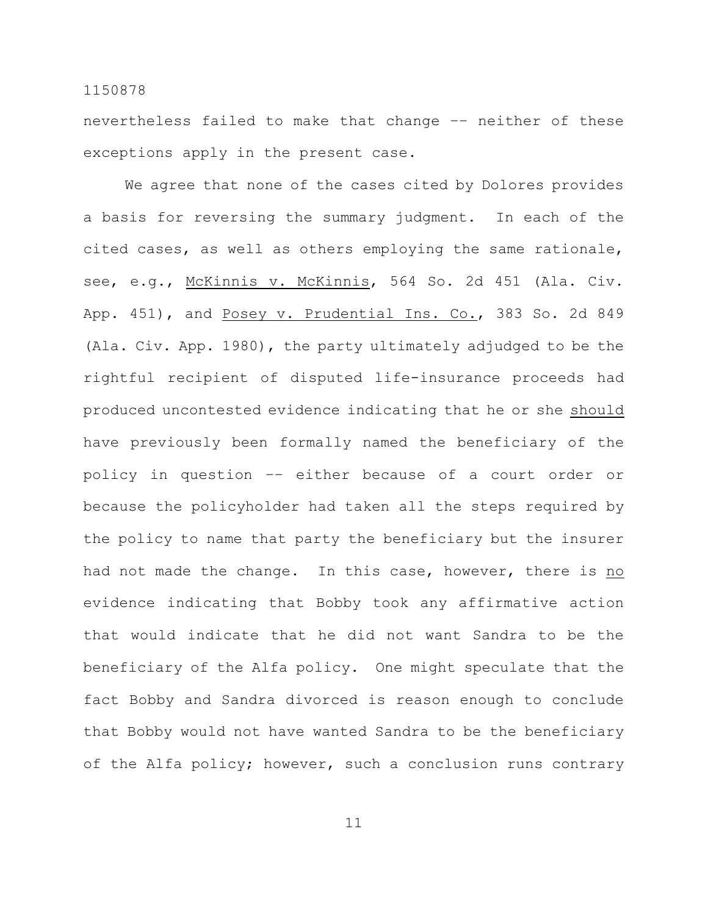nevertheless failed to make that change –– neither of these exceptions apply in the present case.

We agree that none of the cases cited by Dolores provides a basis for reversing the summary judgment. In each of the cited cases, as well as others employing the same rationale, see, e.g., McKinnis v. McKinnis, 564 So. 2d 451 (Ala. Civ. App. 451), and Posey v. Prudential Ins. Co., 383 So. 2d 849 (Ala. Civ. App. 1980), the party ultimately adjudged to be the rightful recipient of disputed life-insurance proceeds had produced uncontested evidence indicating that he or she should have previously been formally named the beneficiary of the policy in question –– either because of a court order or because the policyholder had taken all the steps required by the policy to name that party the beneficiary but the insurer had not made the change. In this case, however, there is no evidence indicating that Bobby took any affirmative action that would indicate that he did not want Sandra to be the beneficiary of the Alfa policy. One might speculate that the fact Bobby and Sandra divorced is reason enough to conclude that Bobby would not have wanted Sandra to be the beneficiary of the Alfa policy; however, such a conclusion runs contrary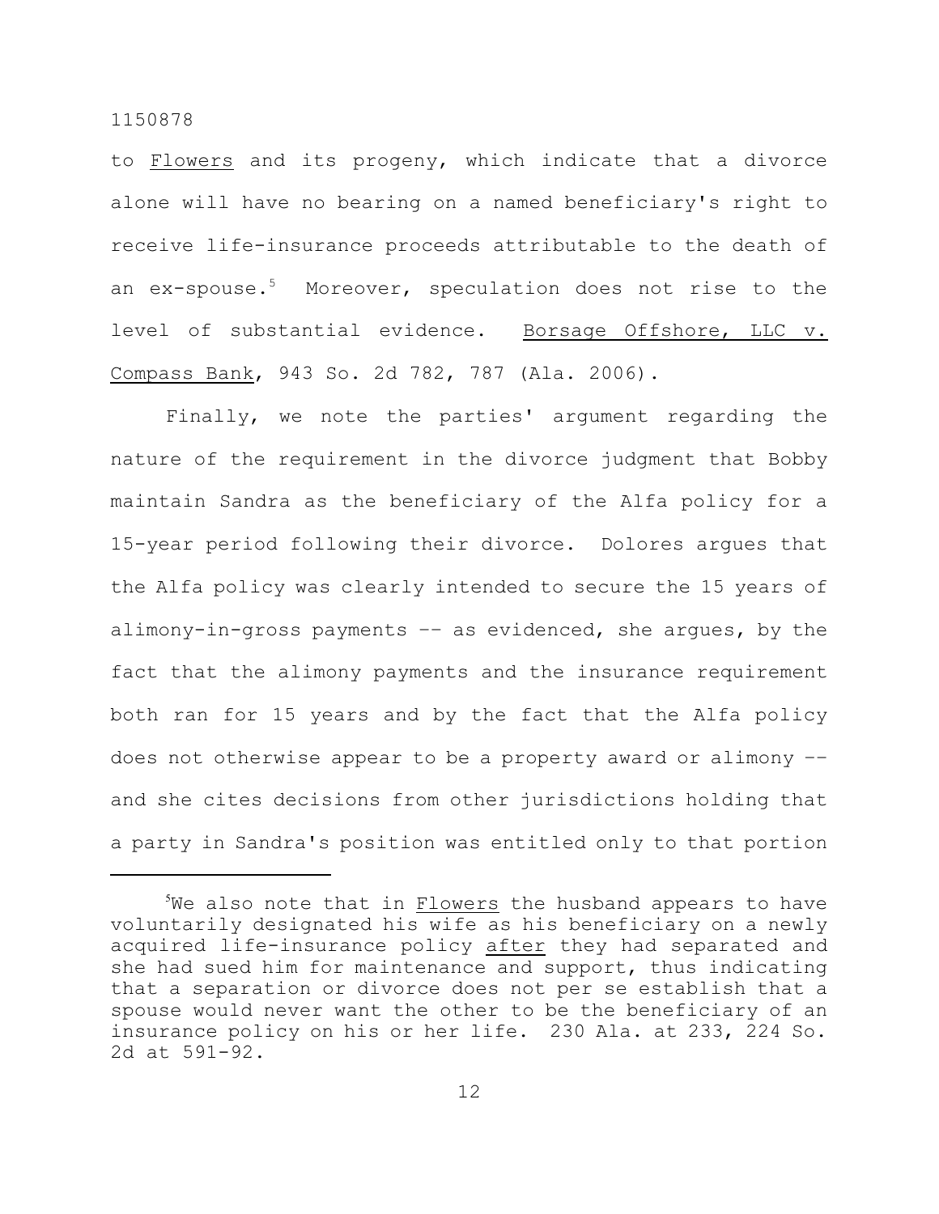to Flowers and its progeny, which indicate that a divorce alone will have no bearing on a named beneficiary's right to receive life-insurance proceeds attributable to the death of an ex-spouse.[5] Moreover, speculation does not rise to the level of substantial evidence. Borsage Offshore, LLC v. Compass Bank, 943 So. 2d 782, 787 (Ala. 2006).

Finally, we note the parties' argument regarding the nature of the requirement in the divorce judgment that Bobby maintain Sandra as the beneficiary of the Alfa policy for a 15-year period following their divorce. Dolores argues that the Alfa policy was clearly intended to secure the 15 years of alimony-in-gross payments -- as evidenced, she argues, by the fact that the alimony payments and the insurance requirement both ran for 15 years and by the fact that the Alfa policy does not otherwise appear to be a property award or alimony -- and she cites decisions from other jurisdictions holding that a party in Sandra's position was entitled only to that portion

---

[5]We also note that in Flowers the husband appears to have voluntarily designated his wife as his beneficiary on a newly acquired life-insurance policy after they had separated and she had sued him for maintenance and support, thus indicating that a separation or divorce does not per se establish that a spouse would never want the other to be the beneficiary of an insurance policy on his or her life. 230 Ala. at 233, 224 So. 2d at 591-92.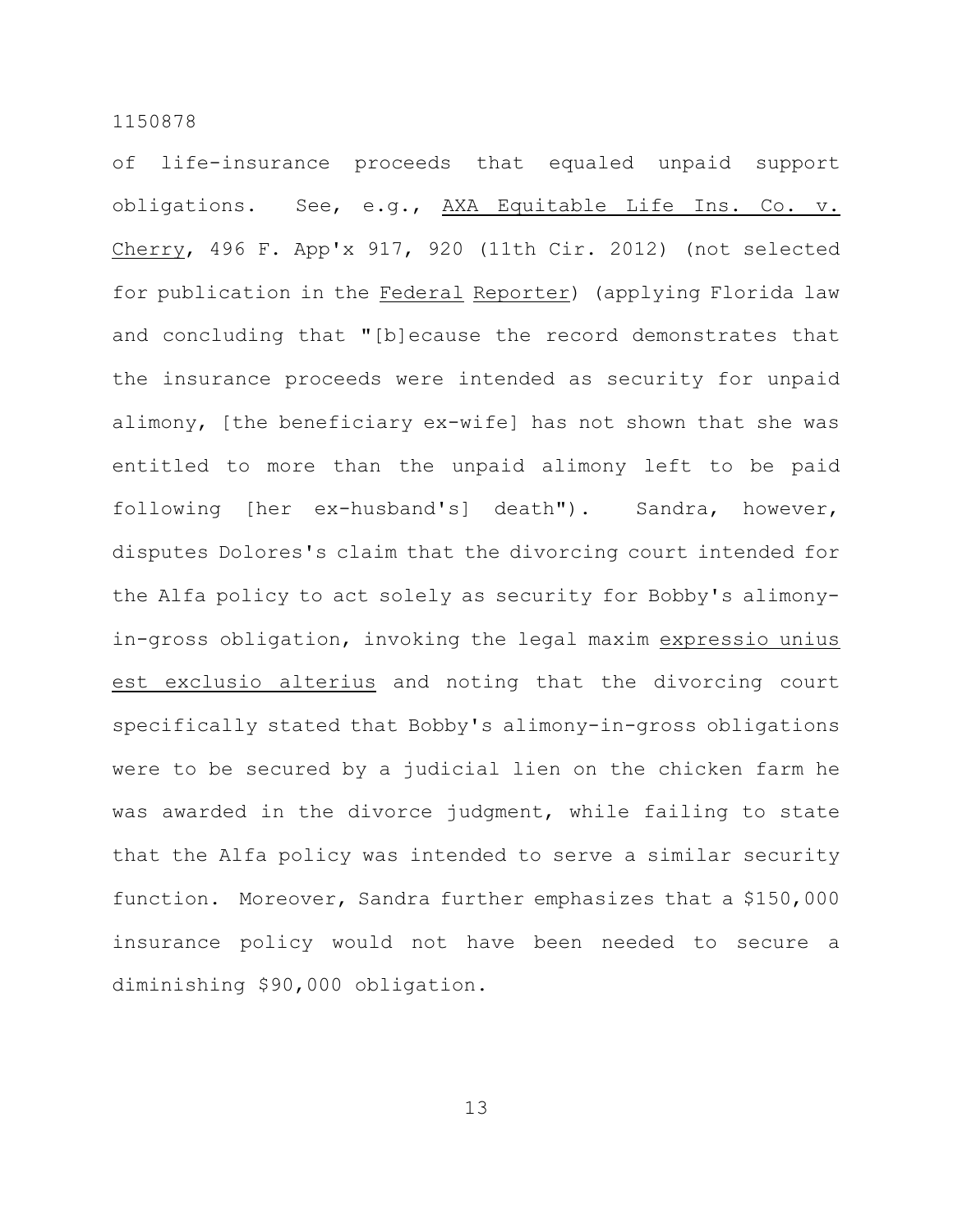of life-insurance proceeds that equaled unpaid support obligations. See, e.g., AXA Equitable Life Ins. Co. v. Cherry, 496 F. App'x 917, 920 (11th Cir. 2012) (not selected for publication in the Federal Reporter) (applying Florida law and concluding that "[b]ecause the record demonstrates that the insurance proceeds were intended as security for unpaid alimony, [the beneficiary ex-wife] has not shown that she was entitled to more than the unpaid alimony left to be paid following [her ex-husband's] death"). Sandra, however, disputes Dolores's claim that the divorcing court intended for the Alfa policy to act solely as security for Bobby's alimony-in-gross obligation, invoking the legal maxim expressio unius est exclusio alterius and noting that the divorcing court specifically stated that Bobby's alimony-in-gross obligations were to be secured by a judicial lien on the chicken farm he was awarded in the divorce judgment, while failing to state that the Alfa policy was intended to serve a similar security function. Moreover, Sandra further emphasizes that a $150,000 insurance policy would not have been needed to secure a diminishing $90,000 obligation.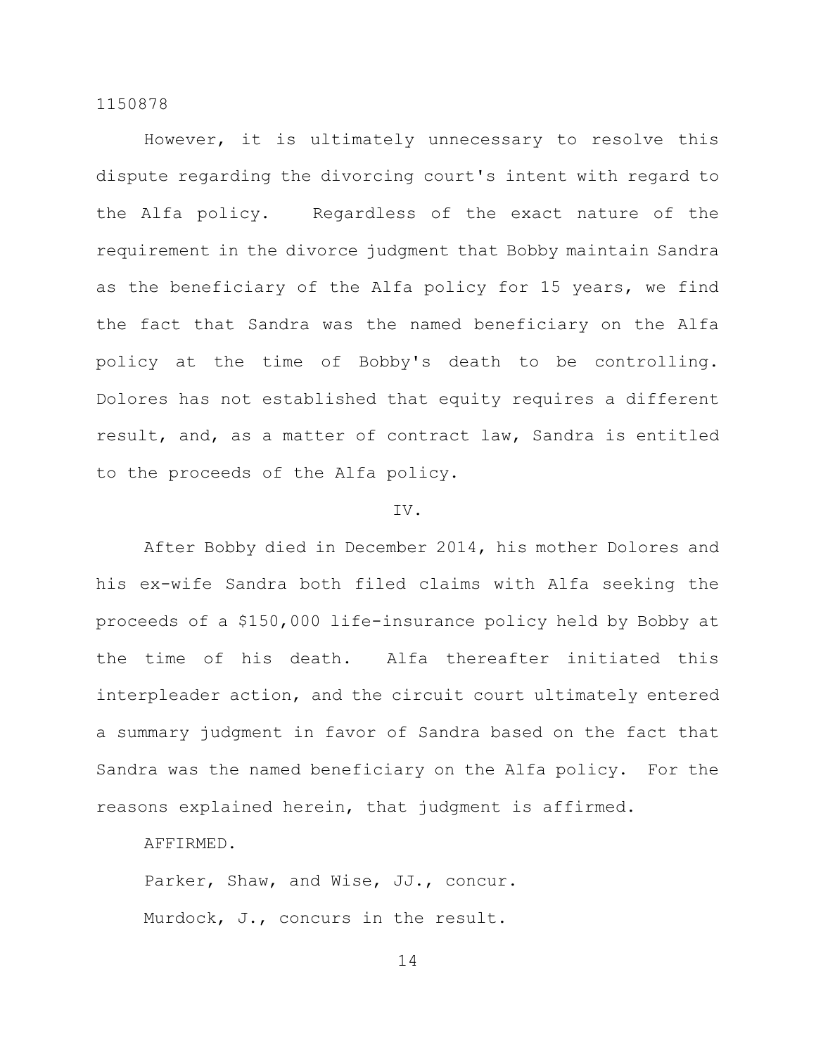However, it is ultimately unnecessary to resolve this dispute regarding the divorcing court's intent with regard to the Alfa policy. Regardless of the exact nature of the requirement in the divorce judgment that Bobby maintain Sandra as the beneficiary of the Alfa policy for 15 years, we find the fact that Sandra was the named beneficiary on the Alfa policy at the time of Bobby's death to be controlling. Dolores has not established that equity requires a different result, and, as a matter of contract law, Sandra is entitled to the proceeds of the Alfa policy.

IV.

After Bobby died in December 2014, his mother Dolores and his ex-wife Sandra both filed claims with Alfa seeking the proceeds of a $150,000 life-insurance policy held by Bobby at the time of his death. Alfa thereafter initiated this interpleader action, and the circuit court ultimately entered a summary judgment in favor of Sandra based on the fact that Sandra was the named beneficiary on the Alfa policy. For the reasons explained herein, that judgment is affirmed.

AFFIRMED.

Parker, Shaw, and Wise, JJ., concur.

Murdock, J., concurs in the result.